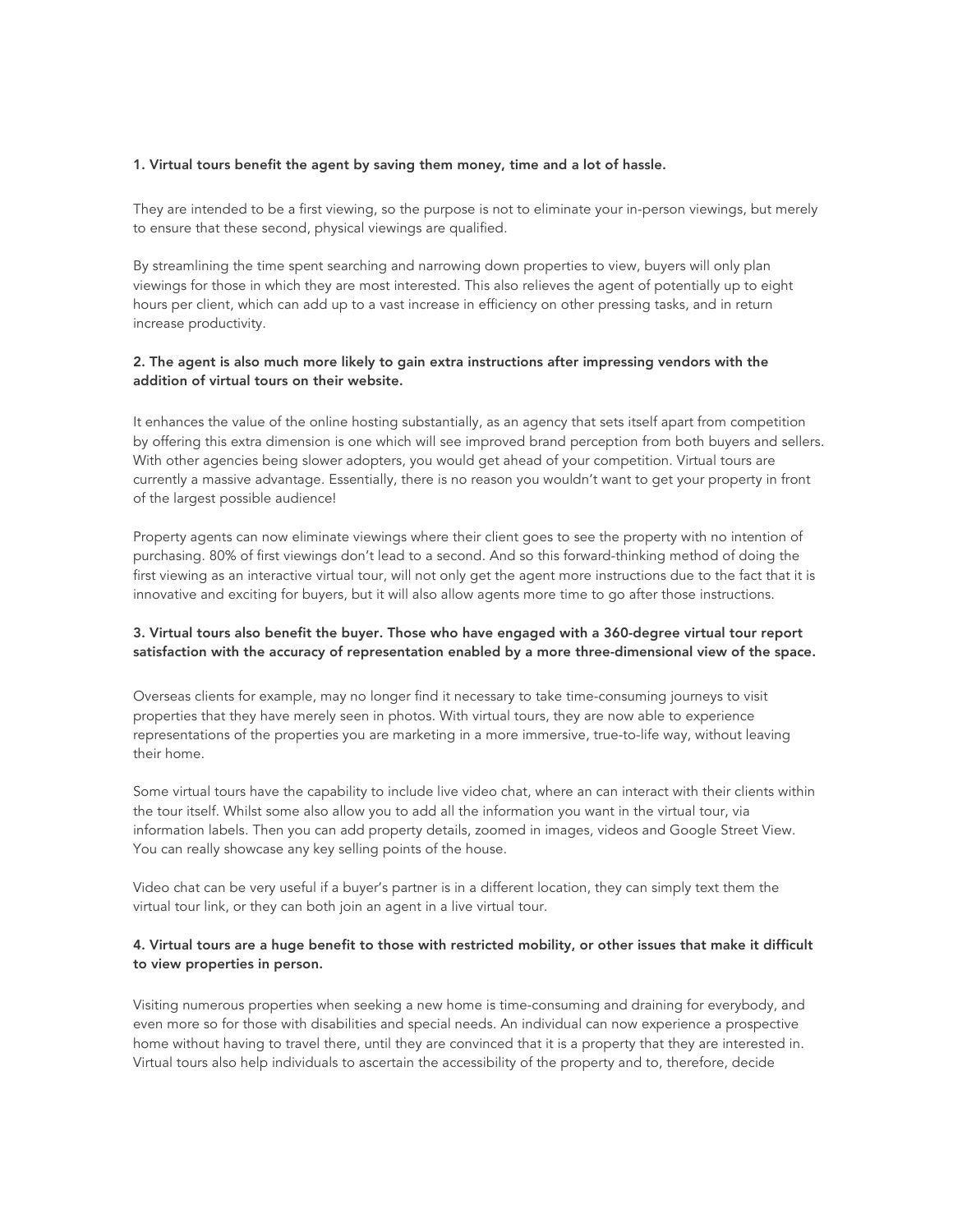**1. Virtual tours benefit the agent by saving them money, time and a lot of hassle.**

They are intended to be a first viewing, so the purpose is not to eliminate your in-person viewings, but merely to ensure that these second, physical viewings are qualified.

By streamlining the time spent searching and narrowing down properties to view, buyers will only plan viewings for those in which they are most interested. This also relieves the agent of potentially up to eight hours per client, which can add up to a vast increase in efficiency on other pressing tasks, and in return increase productivity.

**2. The agent is also much more likely to gain extra instructions after impressing vendors with the addition of virtual tours on their website.**

It enhances the value of the online hosting substantially, as an agency that sets itself apart from competition by offering this extra dimension is one which will see improved brand perception from both buyers and sellers. With other agencies being slower adopters, you would get ahead of your competition. Virtual tours are currently a massive advantage. Essentially, there is no reason you wouldn't want to get your property in front of the largest possible audience!

Property agents can now eliminate viewings where their client goes to see the property with no intention of purchasing. 80% of first viewings don't lead to a second. And so this forward-thinking method of doing the first viewing as an interactive virtual tour, will not only get the agent more instructions due to the fact that it is innovative and exciting for buyers, but it will also allow agents more time to go after those instructions.

**3. Virtual tours also benefit the buyer. Those who have engaged with a 360-degree virtual tour report satisfaction with the accuracy of representation enabled by a more three-dimensional view of the space.**

Overseas clients for example, may no longer find it necessary to take time-consuming journeys to visit properties that they have merely seen in photos. With virtual tours, they are now able to experience representations of the properties you are marketing in a more immersive, true-to-life way, without leaving their home.

Some virtual tours have the capability to include live video chat, where an can interact with their clients within the tour itself. Whilst some also allow you to add all the information you want in the virtual tour, via information labels. Then you can add property details, zoomed in images, videos and Google Street View. You can really showcase any key selling points of the house.

Video chat can be very useful if a buyer's partner is in a different location, they can simply text them the virtual tour link, or they can both join an agent in a live virtual tour.

**4. Virtual tours are a huge benefit to those with restricted mobility, or other issues that make it difficult to view properties in person.**

Visiting numerous properties when seeking a new home is time-consuming and draining for everybody, and even more so for those with disabilities and special needs. An individual can now experience a prospective home without having to travel there, until they are convinced that it is a property that they are interested in. Virtual tours also help individuals to ascertain the accessibility of the property and to, therefore, decide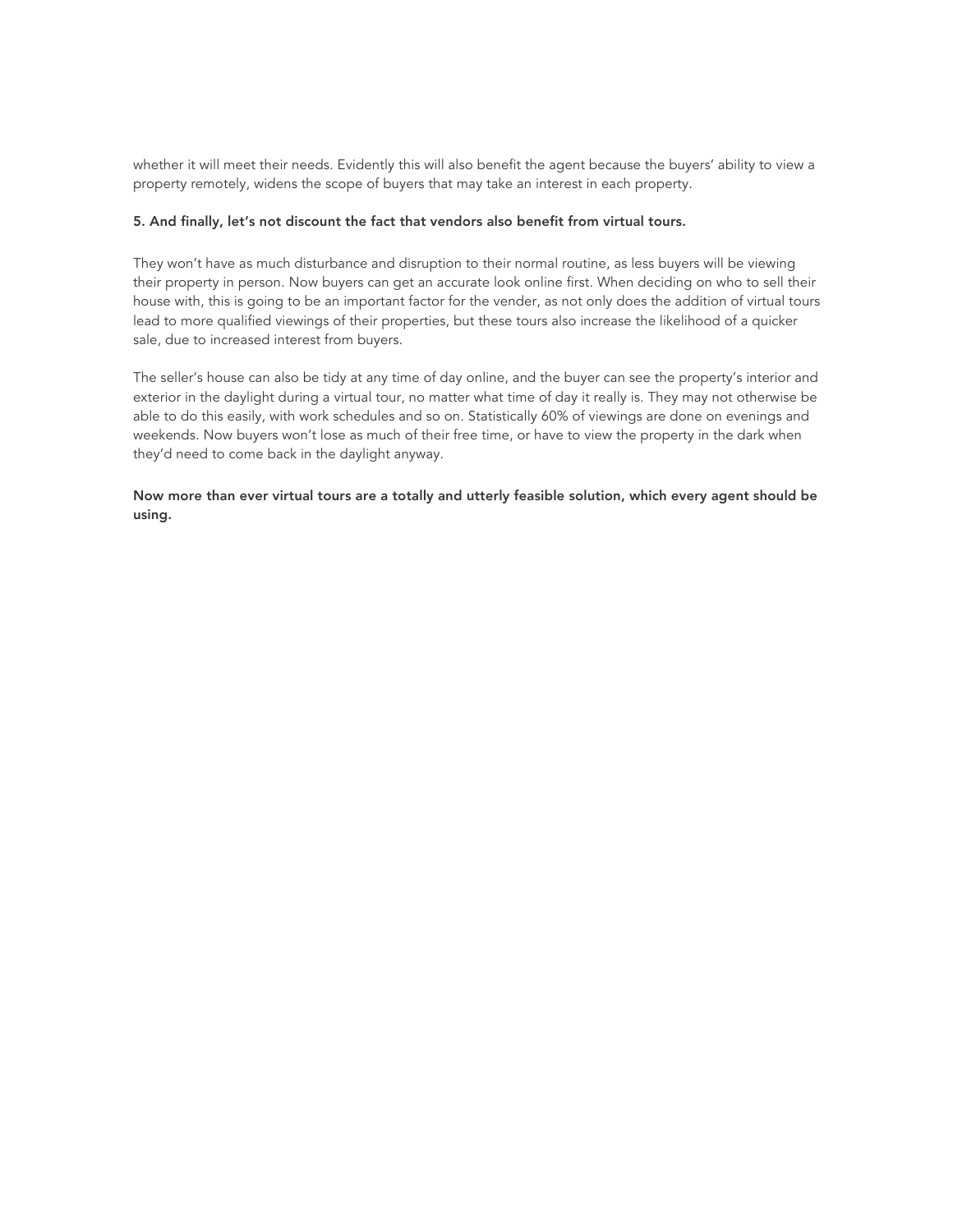whether it will meet their needs. Evidently this will also benefit the agent because the buyers' ability to view a property remotely, widens the scope of buyers that may take an interest in each property.

**5. And finally, let's not discount the fact that vendors also benefit from virtual tours.**

They won't have as much disturbance and disruption to their normal routine, as less buyers will be viewing their property in person. Now buyers can get an accurate look online first. When deciding on who to sell their house with, this is going to be an important factor for the vender, as not only does the addition of virtual tours lead to more qualified viewings of their properties, but these tours also increase the likelihood of a quicker sale, due to increased interest from buyers.

The seller's house can also be tidy at any time of day online, and the buyer can see the property's interior and exterior in the daylight during a virtual tour, no matter what time of day it really is. They may not otherwise be able to do this easily, with work schedules and so on. Statistically 60% of viewings are done on evenings and weekends. Now buyers won't lose as much of their free time, or have to view the property in the dark when they'd need to come back in the daylight anyway.

**Now more than ever virtual tours are a totally and utterly feasible solution, which every agent should be using.**